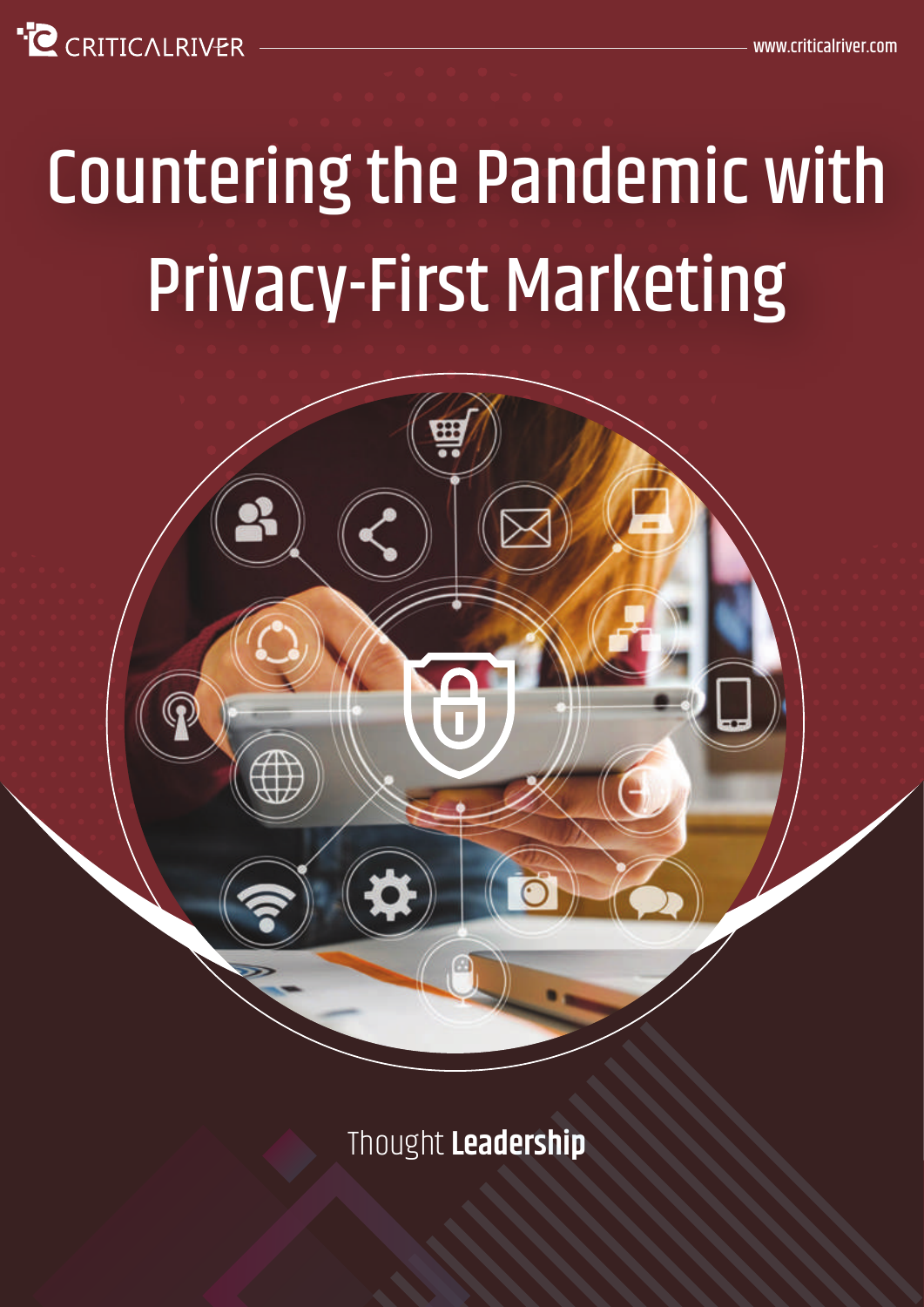# Countering the Pandemic with Privacy-First Marketing

Thought **Leadership**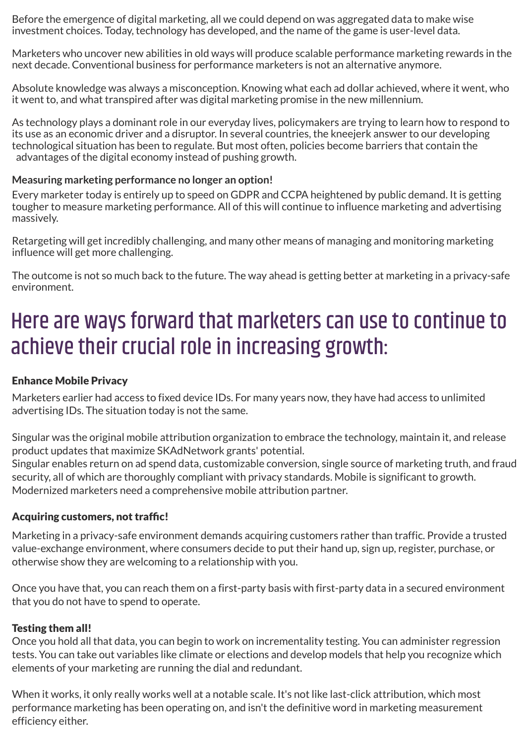Before the emergence of digital marketing, all we could depend on was aggregated data to make wise investment choices. Today, technology has developed, and the name of the game is user-level data.

Marketers who uncover new abilities in old ways will produce scalable performance marketing rewards in the next decade. Conventional business for performance marketers is not an alternative anymore.

Absolute knowledge was always a misconception. Knowing what each ad dollar achieved, where it went, who it went to, and what transpired after was digital marketing promise in the new millennium.

As technology plays a dominant role in our everyday lives, policymakers are trying to learn how to respond to its use as an economic driver and a disruptor. In several countries, the kneejerk answer to our developing technological situation has been to regulate. But most often, policies become barriers that contain the advantages of the digital economy instead of pushing growth.

**Measuring marketing performance no longer an option!**

Every marketer today is entirely up to speed on GDPR and CCPA heightened by public demand. It is getting tougher to measure marketing performance. All of this will continue to influence marketing and advertising massively.

Retargeting will get incredibly challenging, and many other means of managing and monitoring marketing influence will get more challenging.

The outcome is not so much back to the future. The way ahead is getting better at marketing in a privacy-safe environment.

## Here are ways forward that marketers can use to continue to achieve their crucial role in increasing growth:

**Enhance Mobile Privacy**

Marketers earlier had access to fixed device IDs. For many years now, they have had access to unlimited advertising IDs. The situation today is not the same.

Singular was the original mobile attribution organization to embrace the technology, maintain it, and release product updates that maximize SKAdNetwork grants' potential.
Singular enables return on ad spend data, customizable conversion, single source of marketing truth, and fraud security, all of which are thoroughly compliant with privacy standards. Mobile is significant to growth. Modernized marketers need a comprehensive mobile attribution partner.

**Acquiring customers, not traffic!**

Marketing in a privacy-safe environment demands acquiring customers rather than traffic. Provide a trusted value-exchange environment, where consumers decide to put their hand up, sign up, register, purchase, or otherwise show they are welcoming to a relationship with you.

Once you have that, you can reach them on a first-party basis with first-party data in a secured environment that you do not have to spend to operate.

**Testing them all!**

Once you hold all that data, you can begin to work on incrementality testing. You can administer regression tests. You can take out variables like climate or elections and develop models that help you recognize which elements of your marketing are running the dial and redundant.

When it works, it only really works well at a notable scale. It's not like last-click attribution, which most performance marketing has been operating on, and isn't the definitive word in marketing measurement efficiency either.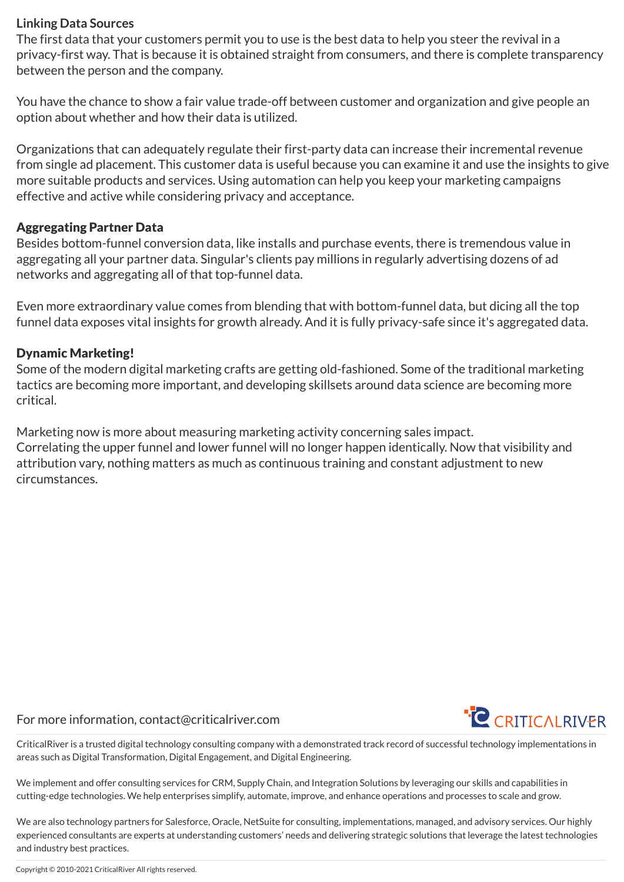## Linking Data Sources

The first data that your customers permit you to use is the best data to help you steer the revival in a privacy-first way. That is because it is obtained straight from consumers, and there is complete transparency between the person and the company.

You have the chance to show a fair value trade-off between customer and organization and give people an option about whether and how their data is utilized.

Organizations that can adequately regulate their first-party data can increase their incremental revenue from single ad placement. This customer data is useful because you can examine it and use the insights to give more suitable products and services. Using automation can help you keep your marketing campaigns effective and active while considering privacy and acceptance.

## Aggregating Partner Data

Besides bottom-funnel conversion data, like installs and purchase events, there is tremendous value in aggregating all your partner data. Singular's clients pay millions in regularly advertising dozens of ad networks and aggregating all of that top-funnel data.

Even more extraordinary value comes from blending that with bottom-funnel data, but dicing all the top funnel data exposes vital insights for growth already. And it is fully privacy-safe since it's aggregated data.

## Dynamic Marketing!

Some of the modern digital marketing crafts are getting old-fashioned. Some of the traditional marketing tactics are becoming more important, and developing skillsets around data science are becoming more critical.

Marketing now is more about measuring marketing activity concerning sales impact.
Correlating the upper funnel and lower funnel will no longer happen identically. Now that visibility and attribution vary, nothing matters as much as continuous training and constant adjustment to new circumstances.

For more information, contact@criticalriver.com

CRITICALRIVER

CriticalRiver is a trusted digital technology consulting company with a demonstrated track record of successful technology implementations in areas such as Digital Transformation, Digital Engagement, and Digital Engineering.

We implement and offer consulting services for CRM, Supply Chain, and Integration Solutions by leveraging our skills and capabilities in cutting-edge technologies. We help enterprises simplify, automate, improve, and enhance operations and processes to scale and grow.

We are also technology partners for Salesforce, Oracle, NetSuite for consulting, implementations, managed, and advisory services. Our highly experienced consultants are experts at understanding customers' needs and delivering strategic solutions that leverage the latest technologies and industry best practices.

Copyright © 2010-2021 CriticalRiver All rights reserved.